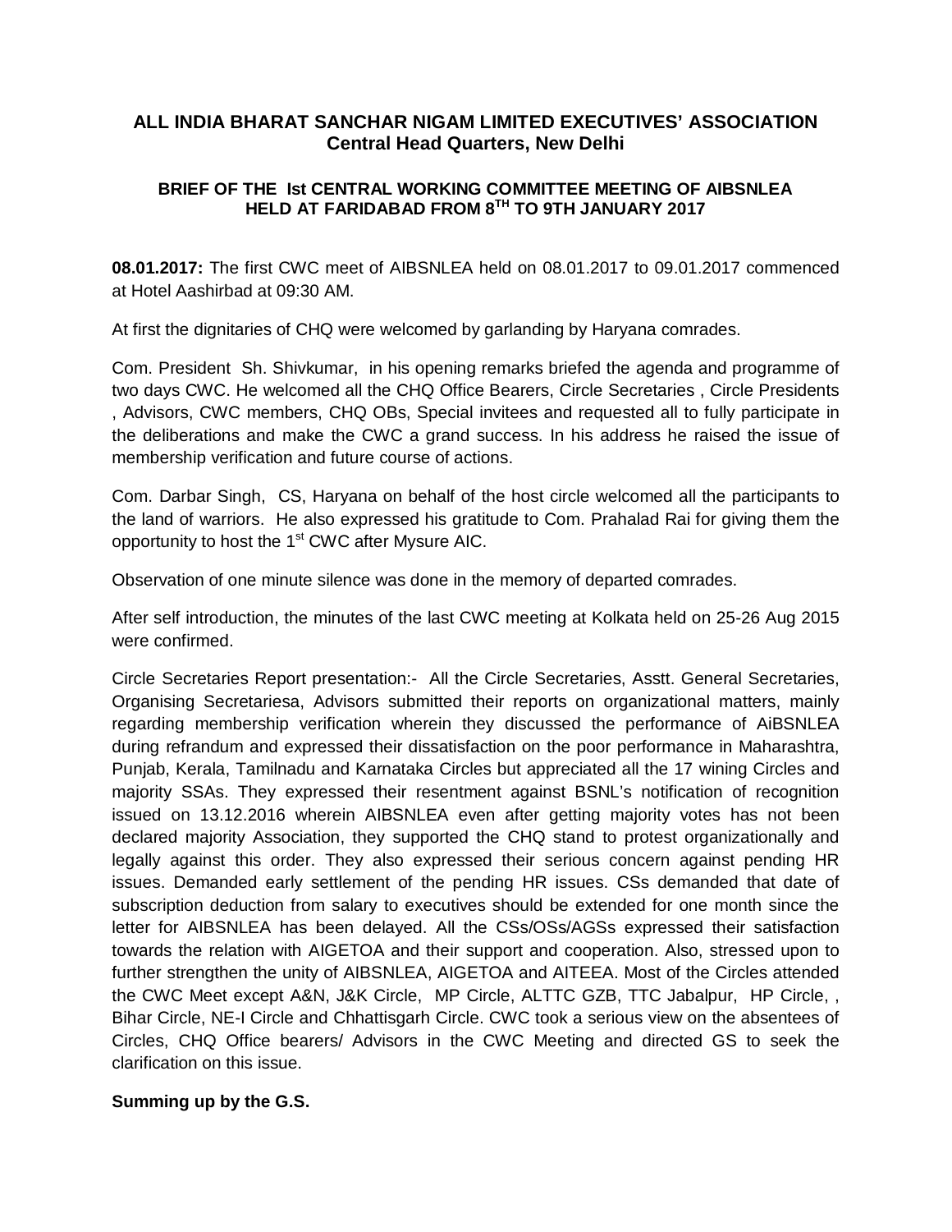## ALL INDIA BHARAT SANCHAR NIGAM LIMITED EXECUTIVES' ASSOCIATION
## Central Head Quarters, New Delhi

### BRIEF OF THE Ist CENTRAL WORKING COMMITTEE MEETING OF AIBSNLEA HELD AT FARIDABAD FROM 8TH TO 9TH JANUARY 2017

**08.01.2017:** The first CWC meet of AIBSNLEA held on 08.01.2017 to 09.01.2017 commenced at Hotel Aashirbad at 09:30 AM.

At first the dignitaries of CHQ were welcomed by garlanding by Haryana comrades.

Com. President Sh. Shivkumar, in his opening remarks briefed the agenda and programme of two days CWC. He welcomed all the CHQ Office Bearers, Circle Secretaries , Circle Presidents , Advisors, CWC members, CHQ OBs, Special invitees and requested all to fully participate in the deliberations and make the CWC a grand success. In his address he raised the issue of membership verification and future course of actions.

Com. Darbar Singh, CS, Haryana on behalf of the host circle welcomed all the participants to the land of warriors. He also expressed his gratitude to Com. Prahalad Rai for giving them the opportunity to host the 1st CWC after Mysure AIC.

Observation of one minute silence was done in the memory of departed comrades.

After self introduction, the minutes of the last CWC meeting at Kolkata held on 25-26 Aug 2015 were confirmed.

Circle Secretaries Report presentation:- All the Circle Secretaries, Asstt. General Secretaries, Organising Secretariesa, Advisors submitted their reports on organizational matters, mainly regarding membership verification wherein they discussed the performance of AiBSNLEA during refrandum and expressed their dissatisfaction on the poor performance in Maharashtra, Punjab, Kerala, Tamilnadu and Karnataka Circles but appreciated all the 17 wining Circles and majority SSAs. They expressed their resentment against BSNL's notification of recognition issued on 13.12.2016 wherein AIBSNLEA even after getting majority votes has not been declared majority Association, they supported the CHQ stand to protest organizationally and legally against this order. They also expressed their serious concern against pending HR issues. Demanded early settlement of the pending HR issues. CSs demanded that date of subscription deduction from salary to executives should be extended for one month since the letter for AIBSNLEA has been delayed. All the CSs/OSs/AGSs expressed their satisfaction towards the relation with AIGETOA and their support and cooperation. Also, stressed upon to further strengthen the unity of AIBSNLEA, AIGETOA and AITEEA. Most of the Circles attended the CWC Meet except A&N, J&K Circle, MP Circle, ALTTC GZB, TTC Jabalpur, HP Circle, , Bihar Circle, NE-I Circle and Chhattisgarh Circle. CWC took a serious view on the absentees of Circles, CHQ Office bearers/ Advisors in the CWC Meeting and directed GS to seek the clarification on this issue.

**Summing up by the G.S.**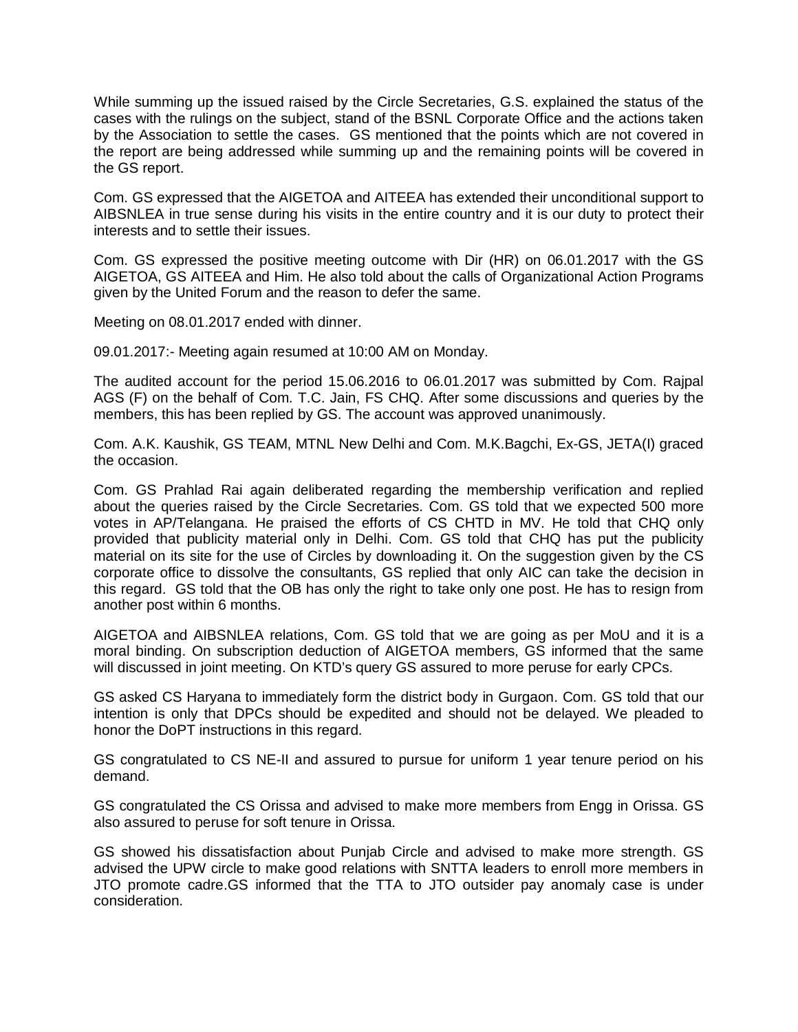While summing up the issued raised by the Circle Secretaries, G.S. explained the status of the cases with the rulings on the subject, stand of the BSNL Corporate Office and the actions taken by the Association to settle the cases. GS mentioned that the points which are not covered in the report are being addressed while summing up and the remaining points will be covered in the GS report.

Com. GS expressed that the AIGETOA and AITEEA has extended their unconditional support to AIBSNLEA in true sense during his visits in the entire country and it is our duty to protect their interests and to settle their issues.

Com. GS expressed the positive meeting outcome with Dir (HR) on 06.01.2017 with the GS AIGETOA, GS AITEEA and Him. He also told about the calls of Organizational Action Programs given by the United Forum and the reason to defer the same.

Meeting on 08.01.2017 ended with dinner.

09.01.2017:- Meeting again resumed at 10:00 AM on Monday.

The audited account for the period 15.06.2016 to 06.01.2017 was submitted by Com. Rajpal AGS (F) on the behalf of Com. T.C. Jain, FS CHQ. After some discussions and queries by the members, this has been replied by GS. The account was approved unanimously.

Com. A.K. Kaushik, GS TEAM, MTNL New Delhi and Com. M.K.Bagchi, Ex-GS, JETA(I) graced the occasion.

Com. GS Prahlad Rai again deliberated regarding the membership verification and replied about the queries raised by the Circle Secretaries. Com. GS told that we expected 500 more votes in AP/Telangana. He praised the efforts of CS CHTD in MV. He told that CHQ only provided that publicity material only in Delhi. Com. GS told that CHQ has put the publicity material on its site for the use of Circles by downloading it. On the suggestion given by the CS corporate office to dissolve the consultants, GS replied that only AIC can take the decision in this regard. GS told that the OB has only the right to take only one post. He has to resign from another post within 6 months.

AIGETOA and AIBSNLEA relations, Com. GS told that we are going as per MoU and it is a moral binding. On subscription deduction of AIGETOA members, GS informed that the same will discussed in joint meeting. On KTD's query GS assured to more peruse for early CPCs.

GS asked CS Haryana to immediately form the district body in Gurgaon. Com. GS told that our intention is only that DPCs should be expedited and should not be delayed. We pleaded to honor the DoPT instructions in this regard.

GS congratulated to CS NE-II and assured to pursue for uniform 1 year tenure period on his demand.

GS congratulated the CS Orissa and advised to make more members from Engg in Orissa. GS also assured to peruse for soft tenure in Orissa.

GS showed his dissatisfaction about Punjab Circle and advised to make more strength. GS advised the UPW circle to make good relations with SNTTA leaders to enroll more members in JTO promote cadre.GS informed that the TTA to JTO outsider pay anomaly case is under consideration.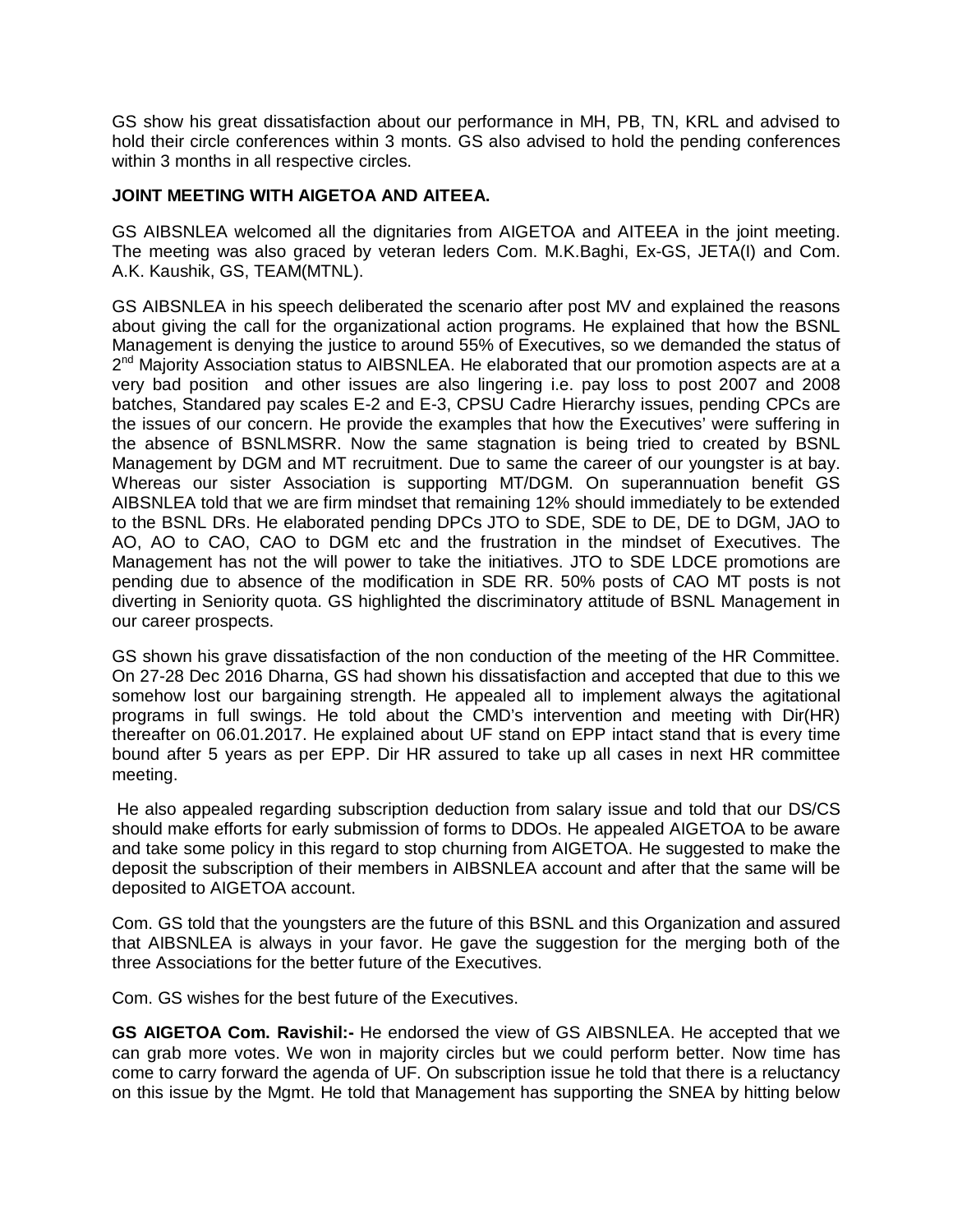GS show his great dissatisfaction about our performance in MH, PB, TN, KRL and advised to hold their circle conferences within 3 monts. GS also advised to hold the pending conferences within 3 months in all respective circles.

**JOINT MEETING WITH AIGETOA AND AITEEA.**

GS AIBSNLEA welcomed all the dignitaries from AIGETOA and AITEEA in the joint meeting. The meeting was also graced by veteran leders Com. M.K.Baghi, Ex-GS, JETA(I) and Com. A.K. Kaushik, GS, TEAM(MTNL).

GS AIBSNLEA in his speech deliberated the scenario after post MV and explained the reasons about giving the call for the organizational action programs. He explained that how the BSNL Management is denying the justice to around 55% of Executives, so we demanded the status of 2nd Majority Association status to AIBSNLEA. He elaborated that our promotion aspects are at a very bad position and other issues are also lingering i.e. pay loss to post 2007 and 2008 batches, Standared pay scales E-2 and E-3, CPSU Cadre Hierarchy issues, pending CPCs are the issues of our concern. He provide the examples that how the Executives' were suffering in the absence of BSNLMSRR. Now the same stagnation is being tried to created by BSNL Management by DGM and MT recruitment. Due to same the career of our youngster is at bay. Whereas our sister Association is supporting MT/DGM. On superannuation benefit GS AIBSNLEA told that we are firm mindset that remaining 12% should immediately to be extended to the BSNL DRs. He elaborated pending DPCs JTO to SDE, SDE to DE, DE to DGM, JAO to AO, AO to CAO, CAO to DGM etc and the frustration in the mindset of Executives. The Management has not the will power to take the initiatives. JTO to SDE LDCE promotions are pending due to absence of the modification in SDE RR. 50% posts of CAO MT posts is not diverting in Seniority quota. GS highlighted the discriminatory attitude of BSNL Management in our career prospects.

GS shown his grave dissatisfaction of the non conduction of the meeting of the HR Committee. On 27-28 Dec 2016 Dharna, GS had shown his dissatisfaction and accepted that due to this we somehow lost our bargaining strength. He appealed all to implement always the agitational programs in full swings. He told about the CMD's intervention and meeting with Dir(HR) thereafter on 06.01.2017. He explained about UF stand on EPP intact stand that is every time bound after 5 years as per EPP. Dir HR assured to take up all cases in next HR committee meeting.

He also appealed regarding subscription deduction from salary issue and told that our DS/CS should make efforts for early submission of forms to DDOs. He appealed AIGETOA to be aware and take some policy in this regard to stop churning from AIGETOA. He suggested to make the deposit the subscription of their members in AIBSNLEA account and after that the same will be deposited to AIGETOA account.

Com. GS told that the youngsters are the future of this BSNL and this Organization and assured that AIBSNLEA is always in your favor. He gave the suggestion for the merging both of the three Associations for the better future of the Executives.

Com. GS wishes for the best future of the Executives.

**GS AIGETOA Com. Ravishil:-** He endorsed the view of GS AIBSNLEA. He accepted that we can grab more votes. We won in majority circles but we could perform better. Now time has come to carry forward the agenda of UF. On subscription issue he told that there is a reluctancy on this issue by the Mgmt. He told that Management has supporting the SNEA by hitting below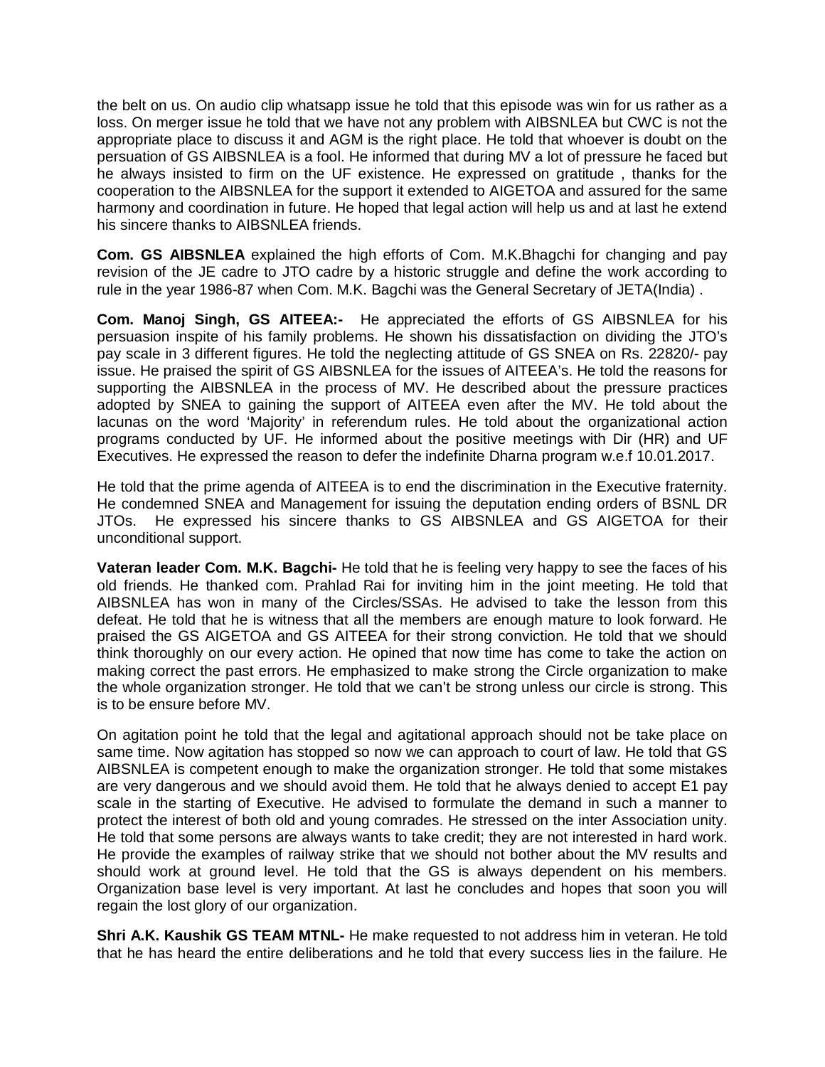the belt on us. On audio clip whatsapp issue he told that this episode was win for us rather as a loss. On merger issue he told that we have not any problem with AIBSNLEA but CWC is not the appropriate place to discuss it and AGM is the right place. He told that whoever is doubt on the persuation of GS AIBSNLEA is a fool. He informed that during MV a lot of pressure he faced but he always insisted to firm on the UF existence. He expressed on gratitude , thanks for the cooperation to the AIBSNLEA for the support it extended to AIGETOA and assured for the same harmony and coordination in future. He hoped that legal action will help us and at last he extend his sincere thanks to AIBSNLEA friends.

**Com. GS AIBSNLEA** explained the high efforts of Com. M.K.Bhagchi for changing and pay revision of the JE cadre to JTO cadre by a historic struggle and define the work according to rule in the year 1986-87 when Com. M.K. Bagchi was the General Secretary of JETA(India) .

**Com. Manoj Singh, GS AITEEA:-** He appreciated the efforts of GS AIBSNLEA for his persuasion inspite of his family problems. He shown his dissatisfaction on dividing the JTO's pay scale in 3 different figures. He told the neglecting attitude of GS SNEA on Rs. 22820/- pay issue. He praised the spirit of GS AIBSNLEA for the issues of AITEEA's. He told the reasons for supporting the AIBSNLEA in the process of MV. He described about the pressure practices adopted by SNEA to gaining the support of AITEEA even after the MV. He told about the lacunas on the word 'Majority' in referendum rules. He told about the organizational action programs conducted by UF. He informed about the positive meetings with Dir (HR) and UF Executives. He expressed the reason to defer the indefinite Dharna program w.e.f 10.01.2017.

He told that the prime agenda of AITEEA is to end the discrimination in the Executive fraternity. He condemned SNEA and Management for issuing the deputation ending orders of BSNL DR JTOs. He expressed his sincere thanks to GS AIBSNLEA and GS AIGETOA for their unconditional support.

**Vateran leader Com. M.K. Bagchi-** He told that he is feeling very happy to see the faces of his old friends. He thanked com. Prahlad Rai for inviting him in the joint meeting. He told that AIBSNLEA has won in many of the Circles/SSAs. He advised to take the lesson from this defeat. He told that he is witness that all the members are enough mature to look forward. He praised the GS AIGETOA and GS AITEEA for their strong conviction. He told that we should think thoroughly on our every action. He opined that now time has come to take the action on making correct the past errors. He emphasized to make strong the Circle organization to make the whole organization stronger. He told that we can't be strong unless our circle is strong. This is to be ensure before MV.

On agitation point he told that the legal and agitational approach should not be take place on same time. Now agitation has stopped so now we can approach to court of law. He told that GS AIBSNLEA is competent enough to make the organization stronger. He told that some mistakes are very dangerous and we should avoid them. He told that he always denied to accept E1 pay scale in the starting of Executive. He advised to formulate the demand in such a manner to protect the interest of both old and young comrades. He stressed on the inter Association unity. He told that some persons are always wants to take credit; they are not interested in hard work. He provide the examples of railway strike that we should not bother about the MV results and should work at ground level. He told that the GS is always dependent on his members. Organization base level is very important. At last he concludes and hopes that soon you will regain the lost glory of our organization.

**Shri A.K. Kaushik GS TEAM MTNL-** He make requested to not address him in veteran. He told that he has heard the entire deliberations and he told that every success lies in the failure. He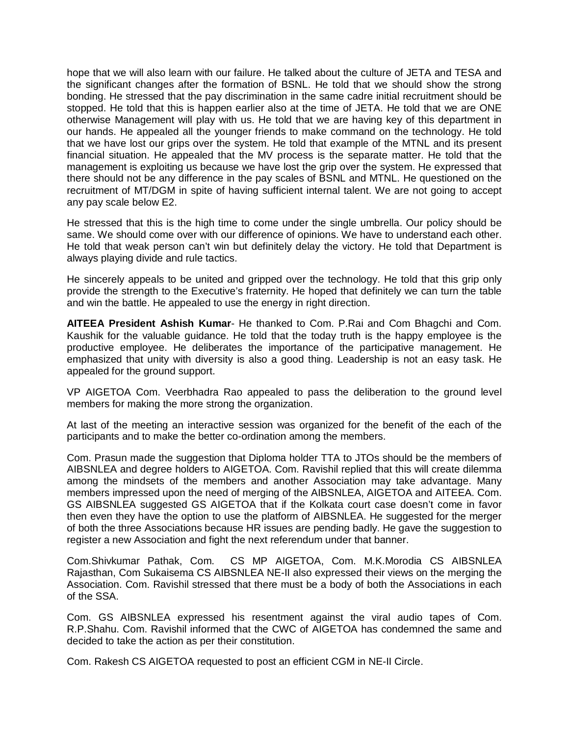hope that we will also learn with our failure. He talked about the culture of JETA and TESA and the significant changes after the formation of BSNL. He told that we should show the strong bonding. He stressed that the pay discrimination in the same cadre initial recruitment should be stopped. He told that this is happen earlier also at the time of JETA. He told that we are ONE otherwise Management will play with us. He told that we are having key of this department in our hands. He appealed all the younger friends to make command on the technology. He told that we have lost our grips over the system. He told that example of the MTNL and its present financial situation. He appealed that the MV process is the separate matter. He told that the management is exploiting us because we have lost the grip over the system. He expressed that there should not be any difference in the pay scales of BSNL and MTNL. He questioned on the recruitment of MT/DGM in spite of having sufficient internal talent. We are not going to accept any pay scale below E2.

He stressed that this is the high time to come under the single umbrella. Our policy should be same. We should come over with our difference of opinions. We have to understand each other. He told that weak person can't win but definitely delay the victory. He told that Department is always playing divide and rule tactics.

He sincerely appeals to be united and gripped over the technology. He told that this grip only provide the strength to the Executive's fraternity. He hoped that definitely we can turn the table and win the battle. He appealed to use the energy in right direction.

**AITEEA President Ashish Kumar**- He thanked to Com. P.Rai and Com Bhagchi and Com. Kaushik for the valuable guidance. He told that the today truth is the happy employee is the productive employee. He deliberates the importance of the participative management. He emphasized that unity with diversity is also a good thing. Leadership is not an easy task. He appealed for the ground support.

VP AIGETOA Com. Veerbhadra Rao appealed to pass the deliberation to the ground level members for making the more strong the organization.

At last of the meeting an interactive session was organized for the benefit of the each of the participants and to make the better co-ordination among the members.

Com. Prasun made the suggestion that Diploma holder TTA to JTOs should be the members of AIBSNLEA and degree holders to AIGETOA. Com. Ravishil replied that this will create dilemma among the mindsets of the members and another Association may take advantage. Many members impressed upon the need of merging of the AIBSNLEA, AIGETOA and AITEEA. Com. GS AIBSNLEA suggested GS AIGETOA that if the Kolkata court case doesn't come in favor then even they have the option to use the platform of AIBSNLEA. He suggested for the merger of both the three Associations because HR issues are pending badly. He gave the suggestion to register a new Association and fight the next referendum under that banner.

Com.Shivkumar Pathak, Com. CS MP AIGETOA, Com. M.K.Morodia CS AIBSNLEA Rajasthan, Com Sukaisema CS AIBSNLEA NE-II also expressed their views on the merging the Association. Com. Ravishil stressed that there must be a body of both the Associations in each of the SSA.

Com. GS AIBSNLEA expressed his resentment against the viral audio tapes of Com. R.P.Shahu. Com. Ravishil informed that the CWC of AIGETOA has condemned the same and decided to take the action as per their constitution.

Com. Rakesh CS AIGETOA requested to post an efficient CGM in NE-II Circle.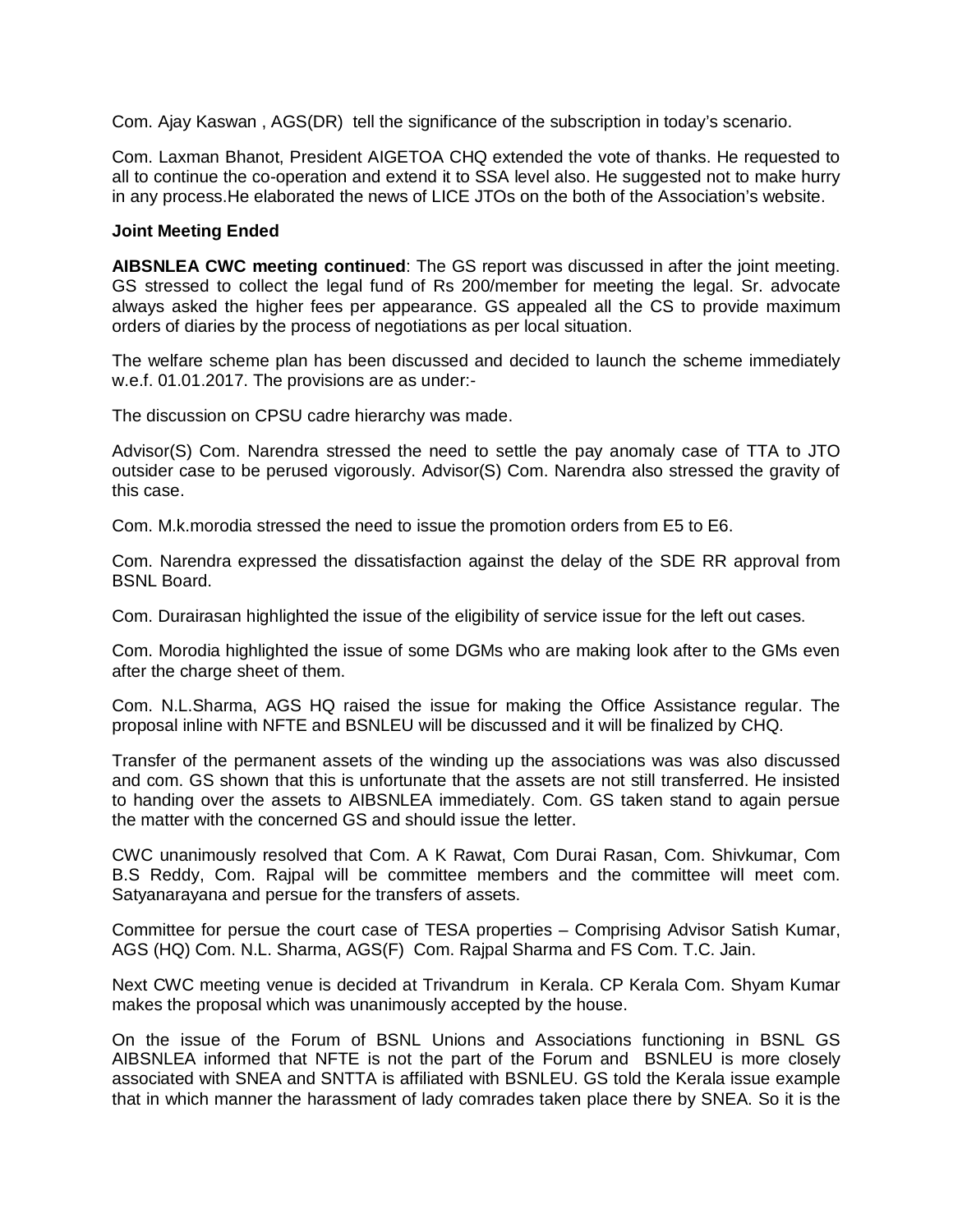Com. Ajay Kaswan , AGS(DR) tell the significance of the subscription in today's scenario.

Com. Laxman Bhanot, President AIGETOA CHQ extended the vote of thanks. He requested to all to continue the co-operation and extend it to SSA level also. He suggested not to make hurry in any process.He elaborated the news of LICE JTOs on the both of the Association's website.

**Joint Meeting Ended**

**AIBSNLEA CWC meeting continued**: The GS report was discussed in after the joint meeting. GS stressed to collect the legal fund of Rs 200/member for meeting the legal. Sr. advocate always asked the higher fees per appearance. GS appealed all the CS to provide maximum orders of diaries by the process of negotiations as per local situation.

The welfare scheme plan has been discussed and decided to launch the scheme immediately w.e.f. 01.01.2017. The provisions are as under:-

The discussion on CPSU cadre hierarchy was made.

Advisor(S) Com. Narendra stressed the need to settle the pay anomaly case of TTA to JTO outsider case to be perused vigorously. Advisor(S) Com. Narendra also stressed the gravity of this case.

Com. M.k.morodia stressed the need to issue the promotion orders from E5 to E6.

Com. Narendra expressed the dissatisfaction against the delay of the SDE RR approval from BSNL Board.

Com. Durairasan highlighted the issue of the eligibility of service issue for the left out cases.

Com. Morodia highlighted the issue of some DGMs who are making look after to the GMs even after the charge sheet of them.

Com. N.L.Sharma, AGS HQ raised the issue for making the Office Assistance regular. The proposal inline with NFTE and BSNLEU will be discussed and it will be finalized by CHQ.

Transfer of the permanent assets of the winding up the associations was was also discussed and com. GS shown that this is unfortunate that the assets are not still transferred. He insisted to handing over the assets to AIBSNLEA immediately. Com. GS taken stand to again persue the matter with the concerned GS and should issue the letter.

CWC unanimously resolved that Com. A K Rawat, Com Durai Rasan, Com. Shivkumar, Com B.S Reddy, Com. Rajpal will be committee members and the committee will meet com. Satyanarayana and persue for the transfers of assets.

Committee for persue the court case of TESA properties – Comprising Advisor Satish Kumar, AGS (HQ) Com. N.L. Sharma, AGS(F) Com. Rajpal Sharma and FS Com. T.C. Jain.

Next CWC meeting venue is decided at Trivandrum in Kerala. CP Kerala Com. Shyam Kumar makes the proposal which was unanimously accepted by the house.

On the issue of the Forum of BSNL Unions and Associations functioning in BSNL GS AIBSNLEA informed that NFTE is not the part of the Forum and BSNLEU is more closely associated with SNEA and SNTTA is affiliated with BSNLEU. GS told the Kerala issue example that in which manner the harassment of lady comrades taken place there by SNEA. So it is the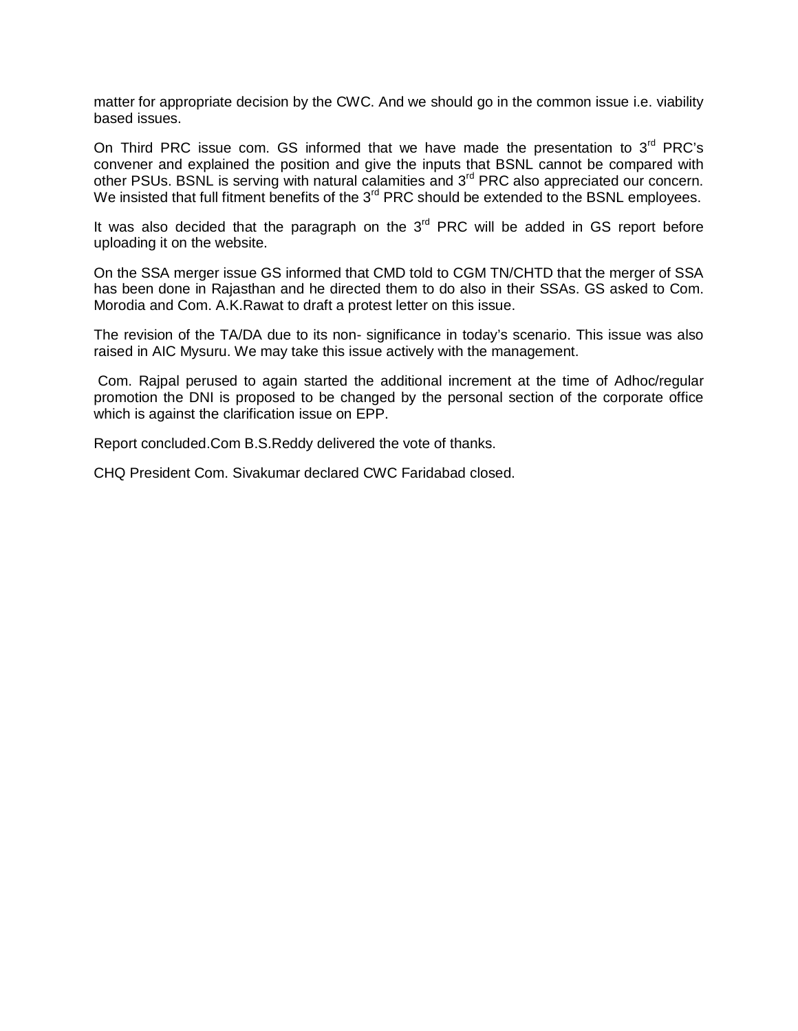matter for appropriate decision by the CWC. And we should go in the common issue i.e. viability based issues.

On Third PRC issue com. GS informed that we have made the presentation to 3rd PRC's convener and explained the position and give the inputs that BSNL cannot be compared with other PSUs. BSNL is serving with natural calamities and 3rd PRC also appreciated our concern. We insisted that full fitment benefits of the 3rd PRC should be extended to the BSNL employees.

It was also decided that the paragraph on the 3rd PRC will be added in GS report before uploading it on the website.

On the SSA merger issue GS informed that CMD told to CGM TN/CHTD that the merger of SSA has been done in Rajasthan and he directed them to do also in their SSAs. GS asked to Com. Morodia and Com. A.K.Rawat to draft a protest letter on this issue.

The revision of the TA/DA due to its non- significance in today's scenario. This issue was also raised in AIC Mysuru. We may take this issue actively with the management.

Com. Rajpal perused to again started the additional increment at the time of Adhoc/regular promotion the DNI is proposed to be changed by the personal section of the corporate office which is against the clarification issue on EPP.

Report concluded.Com B.S.Reddy delivered the vote of thanks.

CHQ President Com. Sivakumar declared CWC Faridabad closed.